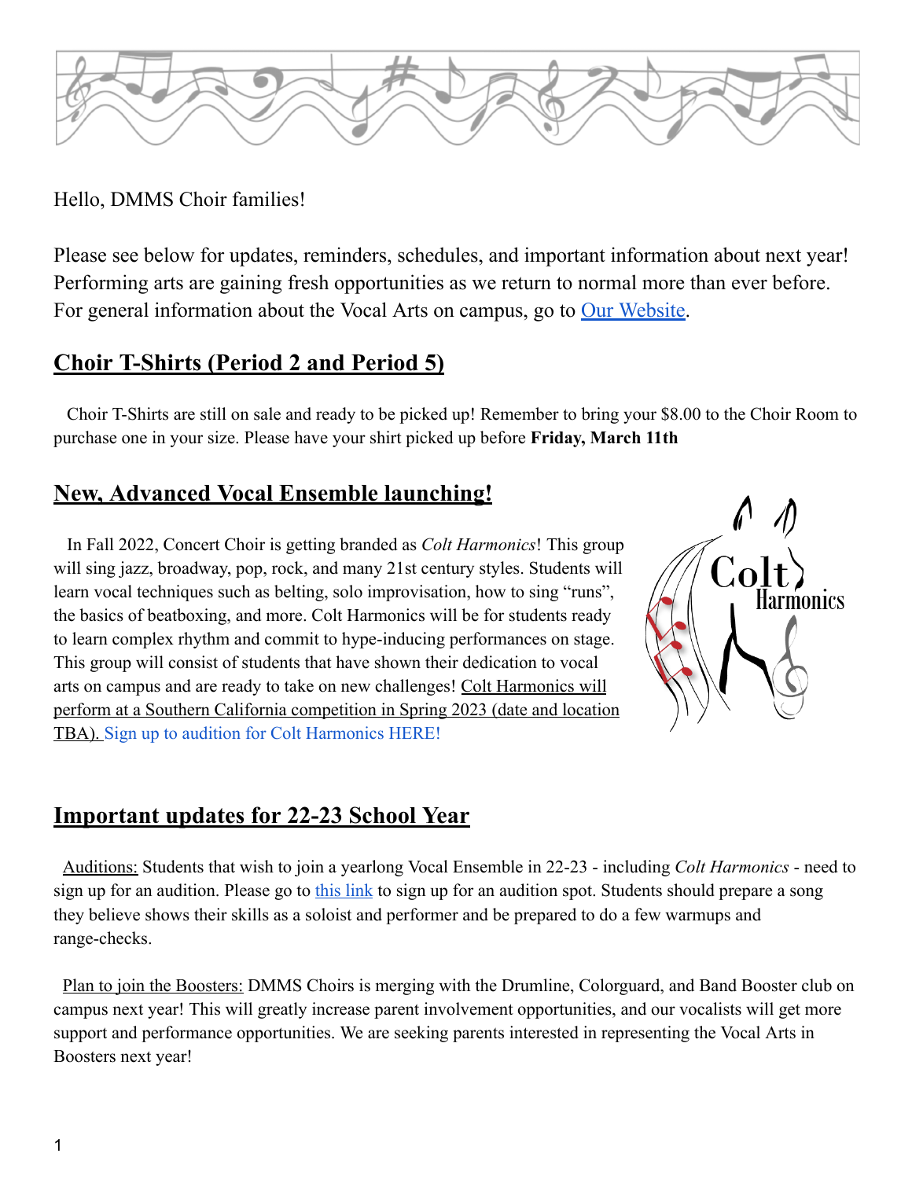Hello, DMMS Choir families!

Please see below for updates, reminders, schedules, and important information about next year! Performing arts are gaining fresh opportunities as we return to normal more than ever before. For general information about the Vocal Arts on campus, go to Our Website.

## Choir T-Shirts (Period 2 and Period 5)

Choir T-Shirts are still on sale and ready to be picked up! Remember to bring your $8.00 to the Choir Room to purchase one in your size. Please have your shirt picked up before **Friday, March 11th**

## New, Advanced Vocal Ensemble launching!

In Fall 2022, Concert Choir is getting branded as *Colt Harmonics*! This group will sing jazz, broadway, pop, rock, and many 21st century styles. Students will learn vocal techniques such as belting, solo improvisation, how to sing "runs", the basics of beatboxing, and more. Colt Harmonics will be for students ready to learn complex rhythm and commit to hype-inducing performances on stage. This group will consist of students that have shown their dedication to vocal arts on campus and are ready to take on new challenges! Colt Harmonics will perform at a Southern California competition in Spring 2023 (date and location TBA). Sign up to audition for Colt Harmonics HERE!

## Important updates for 22-23 School Year

Auditions: Students that wish to join a yearlong Vocal Ensemble in 22-23 - including *Colt Harmonics* - need to sign up for an audition. Please go to this link to sign up for an audition spot. Students should prepare a song they believe shows their skills as a soloist and performer and be prepared to do a few warmups and range-checks.

Plan to join the Boosters: DMMS Choirs is merging with the Drumline, Colorguard, and Band Booster club on campus next year! This will greatly increase parent involvement opportunities, and our vocalists will get more support and performance opportunities. We are seeking parents interested in representing the Vocal Arts in Boosters next year!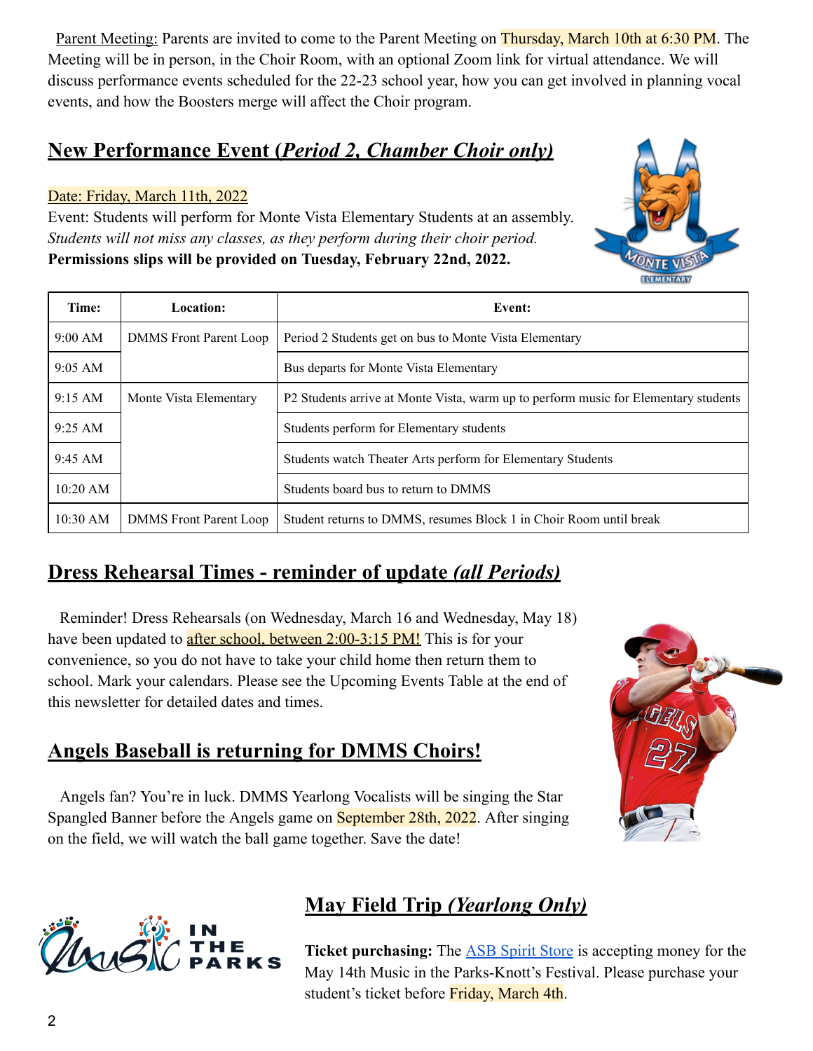Parent Meeting: Parents are invited to come to the Parent Meeting on Thursday, March 10th at 6:30 PM. The Meeting will be in person, in the Choir Room, with an optional Zoom link for virtual attendance. We will discuss performance events scheduled for the 22-23 school year, how you can get involved in planning vocal events, and how the Boosters merge will affect the Choir program.

## New Performance Event (*Period 2, Chamber Choir only)*

Date: Friday, March 11th, 2022

Event: Students will perform for Monte Vista Elementary Students at an assembly. *Students will not miss any classes, as they perform during their choir period.*

**Permissions slips will be provided on Tuesday, February 22nd, 2022.**

| Time: | Location: | Event: |
|---|---|---|
| 9:00 AM | DMMS Front Parent Loop | Period 2 Students get on bus to Monte Vista Elementary |
| 9:05 AM | | Bus departs for Monte Vista Elementary |
| 9:15 AM | Monte Vista Elementary | P2 Students arrive at Monte Vista, warm up to perform music for Elementary students |
| 9:25 AM | | Students perform for Elementary students |
| 9:45 AM | | Students watch Theater Arts perform for Elementary Students |
| 10:20 AM | | Students board bus to return to DMMS |
| 10:30 AM | DMMS Front Parent Loop | Student returns to DMMS, resumes Block 1 in Choir Room until break |

## Dress Rehearsal Times - reminder of update *(all Periods)*

Reminder! Dress Rehearsals (on Wednesday, March 16 and Wednesday, May 18) have been updated to after school, between 2:00-3:15 PM! This is for your convenience, so you do not have to take your child home then return them to school. Mark your calendars. Please see the Upcoming Events Table at the end of this newsletter for detailed dates and times.

## Angels Baseball is returning for DMMS Choirs!

Angels fan? You're in luck. DMMS Yearlong Vocalists will be singing the Star Spangled Banner before the Angels game on September 28th, 2022. After singing on the field, we will watch the ball game together. Save the date!

## May Field Trip *(Yearlong Only)*

**Ticket purchasing:** The ASB Spirit Store is accepting money for the May 14th Music in the Parks-Knott's Festival. Please purchase your student's ticket before Friday, March 4th.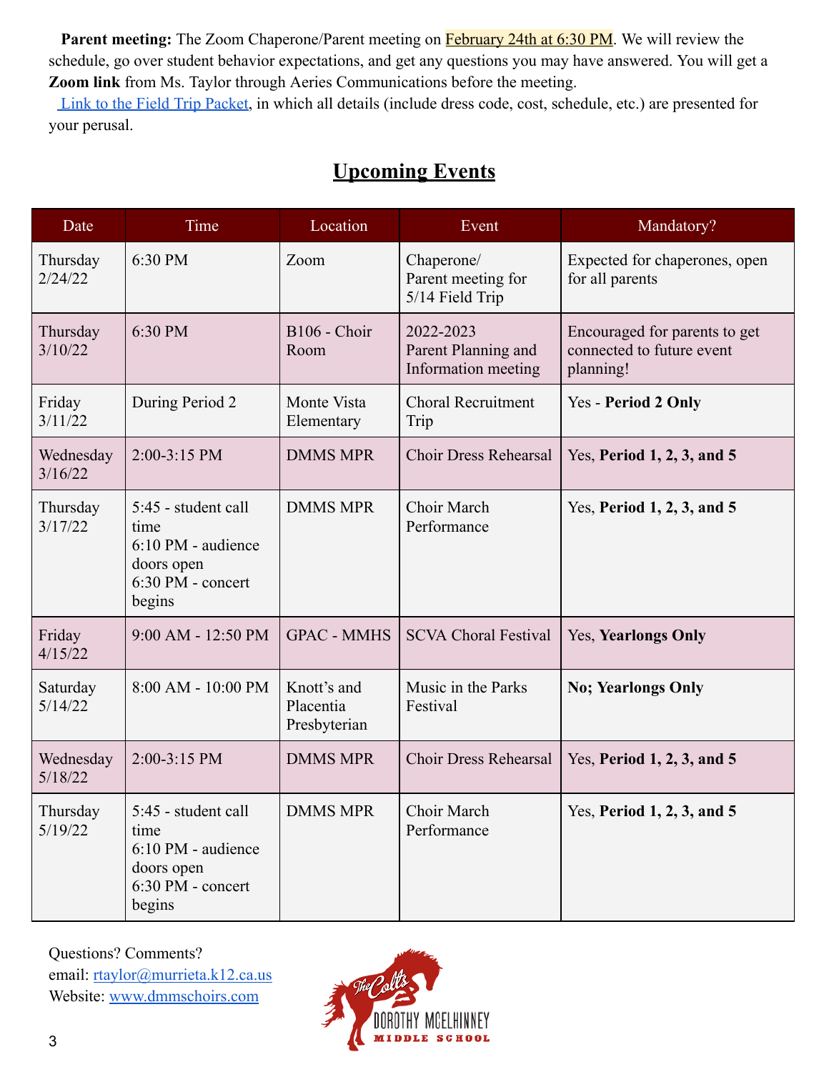**Parent meeting:** The Zoom Chaperone/Parent meeting on February 24th at 6:30 PM. We will review the schedule, go over student behavior expectations, and get any questions you may have answered. You will get a **Zoom link** from Ms. Taylor through Aeries Communications before the meeting.

[Link to the Field Trip Packet](), in which all details (include dress code, cost, schedule, etc.) are presented for your perusal.

## Upcoming Events

| Date | Time | Location | Event | Mandatory? |
|---|---|---|---|---|
| Thursday 2/24/22 | 6:30 PM | Zoom | Chaperone/ Parent meeting for 5/14 Field Trip | Expected for chaperones, open for all parents |
| Thursday 3/10/22 | 6:30 PM | B106 - Choir Room | 2022-2023 Parent Planning and Information meeting | Encouraged for parents to get connected to future event planning! |
| Friday 3/11/22 | During Period 2 | Monte Vista Elementary | Choral Recruitment Trip | Yes - **Period 2 Only** |
| Wednesday 3/16/22 | 2:00-3:15 PM | DMMS MPR | Choir Dress Rehearsal | Yes, **Period 1, 2, 3, and 5** |
| Thursday 3/17/22 | 5:45 - student call time<br>6:10 PM - audience doors open<br>6:30 PM - concert begins | DMMS MPR | Choir March Performance | Yes, **Period 1, 2, 3, and 5** |
| Friday 4/15/22 | 9:00 AM - 12:50 PM | GPAC - MMHS | SCVA Choral Festival | Yes, **Yearlongs Only** |
| Saturday 5/14/22 | 8:00 AM - 10:00 PM | Knott's and Placentia Presbyterian | Music in the Parks Festival | **No; Yearlongs Only** |
| Wednesday 5/18/22 | 2:00-3:15 PM | DMMS MPR | Choir Dress Rehearsal | Yes, **Period 1, 2, 3, and 5** |
| Thursday 5/19/22 | 5:45 - student call time<br>6:10 PM - audience doors open<br>6:30 PM - concert begins | DMMS MPR | Choir March Performance | Yes, **Period 1, 2, 3, and 5** |

Questions? Comments?
email: rtaylor@murrieta.k12.ca.us
Website: www.dmmschoirs.com

The Colts
DOROTHY MCELHINNEY
MIDDLE SCHOOL